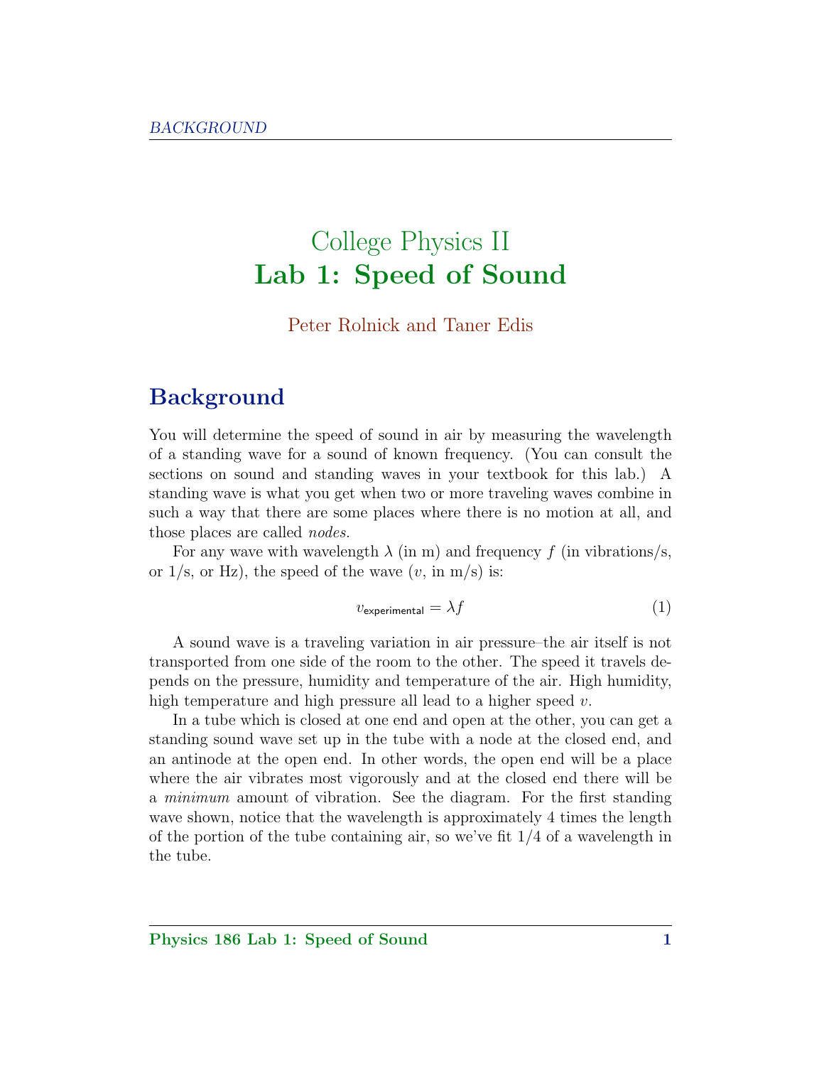# College Physics II
# Lab 1: Speed of Sound

Peter Rolnick and Taner Edis

## Background

You will determine the speed of sound in air by measuring the wavelength of a standing wave for a sound of known frequency. (You can consult the sections on sound and standing waves in your textbook for this lab.) A standing wave is what you get when two or more traveling waves combine in such a way that there are some places where there is no motion at all, and those places are called *nodes*.

For any wave with wavelength $\lambda$ (in m) and frequency $f$ (in vibrations/s, or 1/s, or Hz), the speed of the wave ($v$, in m/s) is:

$$v_{\mathsf{experimental}} = \lambda f \tag{1}$$

A sound wave is a traveling variation in air pressure–the air itself is not transported from one side of the room to the other. The speed it travels depends on the pressure, humidity and temperature of the air. High humidity, high temperature and high pressure all lead to a higher speed $v$.

In a tube which is closed at one end and open at the other, you can get a standing sound wave set up in the tube with a node at the closed end, and an antinode at the open end. In other words, the open end will be a place where the air vibrates most vigorously and at the closed end there will be a *minimum* amount of vibration. See the diagram. For the first standing wave shown, notice that the wavelength is approximately 4 times the length of the portion of the tube containing air, so we've fit 1/4 of a wavelength in the tube.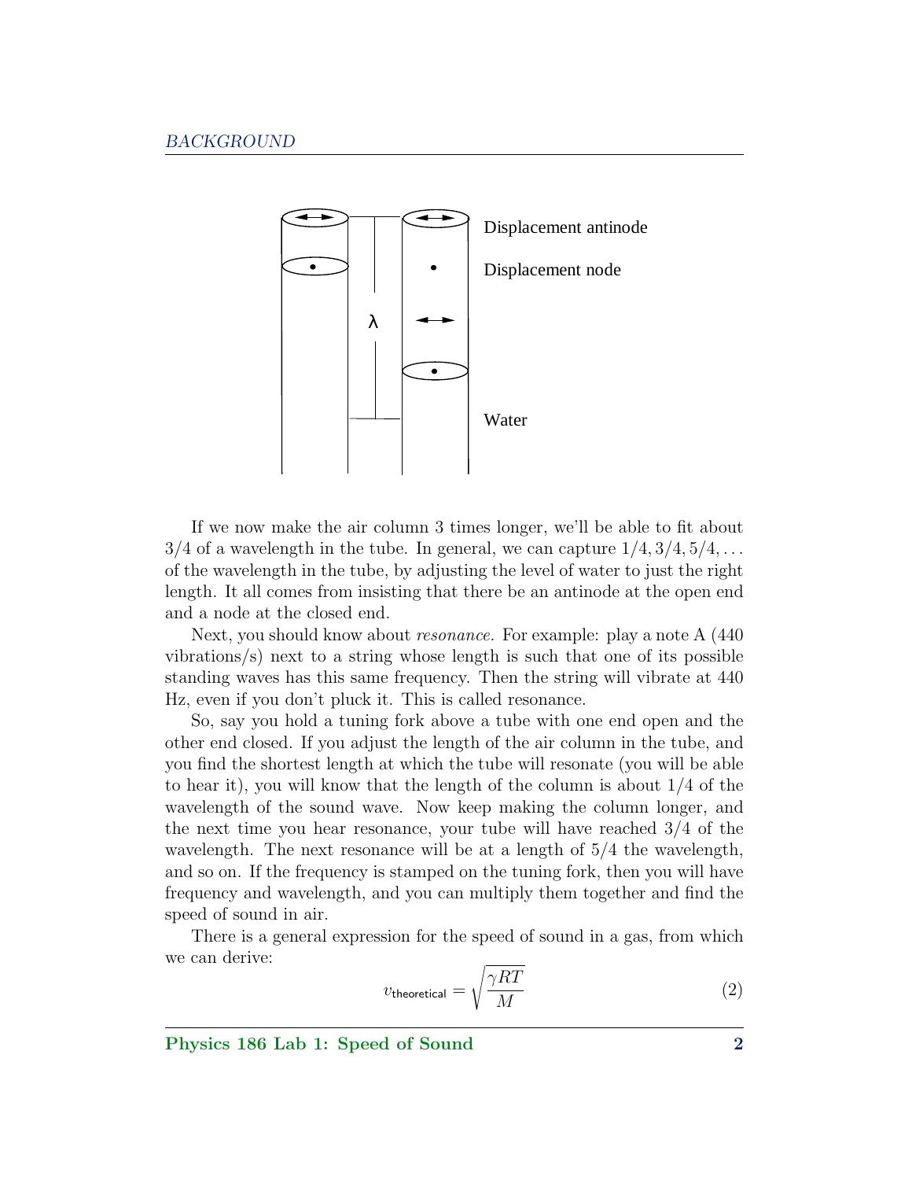If we now make the air column 3 times longer, we'll be able to fit about 3/4 of a wavelength in the tube. In general, we can capture $1/4, 3/4, 5/4, \ldots$ of the wavelength in the tube, by adjusting the level of water to just the right length. It all comes from insisting that there be an antinode at the open end and a node at the closed end.

Next, you should know about *resonance*. For example: play a note A (440 vibrations/s) next to a string whose length is such that one of its possible standing waves has this same frequency. Then the string will vibrate at 440 Hz, even if you don't pluck it. This is called resonance.

So, say you hold a tuning fork above a tube with one end open and the other end closed. If you adjust the length of the air column in the tube, and you find the shortest length at which the tube will resonate (you will be able to hear it), you will know that the length of the column is about 1/4 of the wavelength of the sound wave. Now keep making the column longer, and the next time you hear resonance, your tube will have reached 3/4 of the wavelength. The next resonance will be at a length of 5/4 the wavelength, and so on. If the frequency is stamped on the tuning fork, then you will have frequency and wavelength, and you can multiply them together and find the speed of sound in air.

There is a general expression for the speed of sound in a gas, from which we can derive:

$$v_{\text{theoretical}} = \sqrt{\frac{\gamma R T}{M}} \tag{2}$$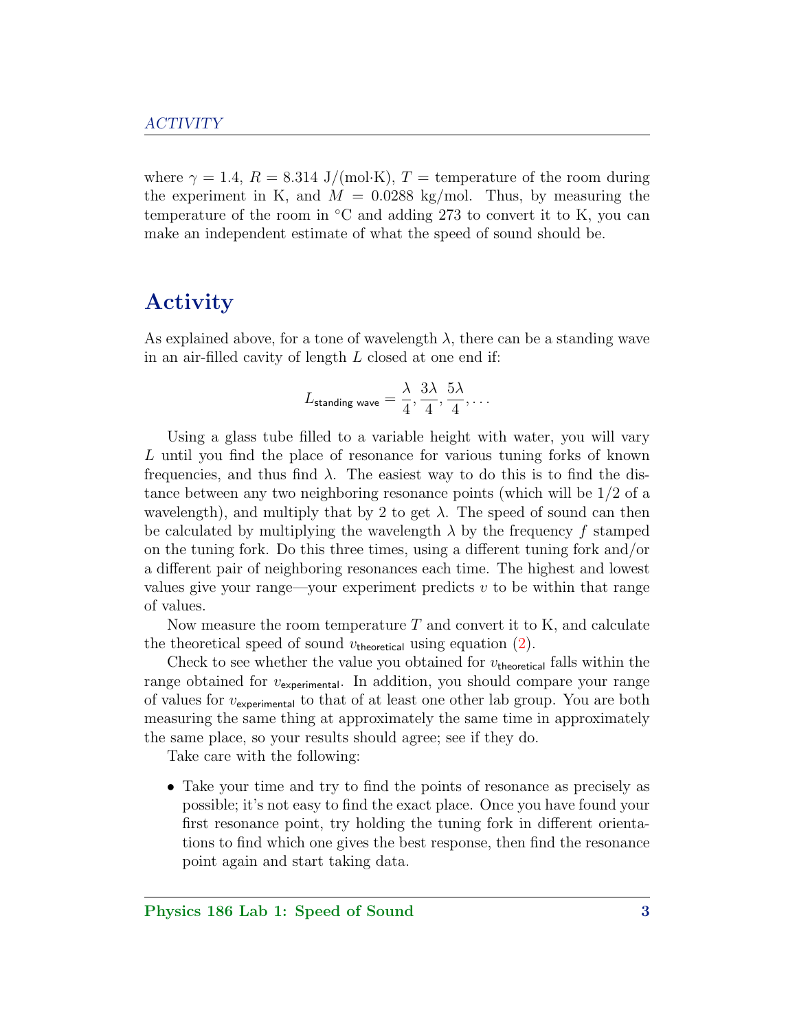where $\gamma = 1.4$, $R = 8.314$ J/(mol·K), $T$ = temperature of the room during the experiment in K, and $M = 0.0288$ kg/mol. Thus, by measuring the temperature of the room in °C and adding 273 to convert it to K, you can make an independent estimate of what the speed of sound should be.

## Activity

As explained above, for a tone of wavelength $\lambda$, there can be a standing wave in an air-filled cavity of length $L$ closed at one end if:

$$L_{\text{standing wave}} = \frac{\lambda}{4}, \frac{3\lambda}{4}, \frac{5\lambda}{4}, \ldots$$

Using a glass tube filled to a variable height with water, you will vary $L$ until you find the place of resonance for various tuning forks of known frequencies, and thus find $\lambda$. The easiest way to do this is to find the distance between any two neighboring resonance points (which will be 1/2 of a wavelength), and multiply that by 2 to get $\lambda$. The speed of sound can then be calculated by multiplying the wavelength $\lambda$ by the frequency $f$ stamped on the tuning fork. Do this three times, using a different tuning fork and/or a different pair of neighboring resonances each time. The highest and lowest values give your range—your experiment predicts $v$ to be within that range of values.

Now measure the room temperature $T$ and convert it to K, and calculate the theoretical speed of sound $v_{\text{theoretical}}$ using equation (2).

Check to see whether the value you obtained for $v_{\text{theoretical}}$ falls within the range obtained for $v_{\text{experimental}}$. In addition, you should compare your range of values for $v_{\text{experimental}}$ to that of at least one other lab group. You are both measuring the same thing at approximately the same time in approximately the same place, so your results should agree; see if they do.

Take care with the following:

- Take your time and try to find the points of resonance as precisely as possible; it's not easy to find the exact place. Once you have found your first resonance point, try holding the tuning fork in different orientations to find which one gives the best response, then find the resonance point again and start taking data.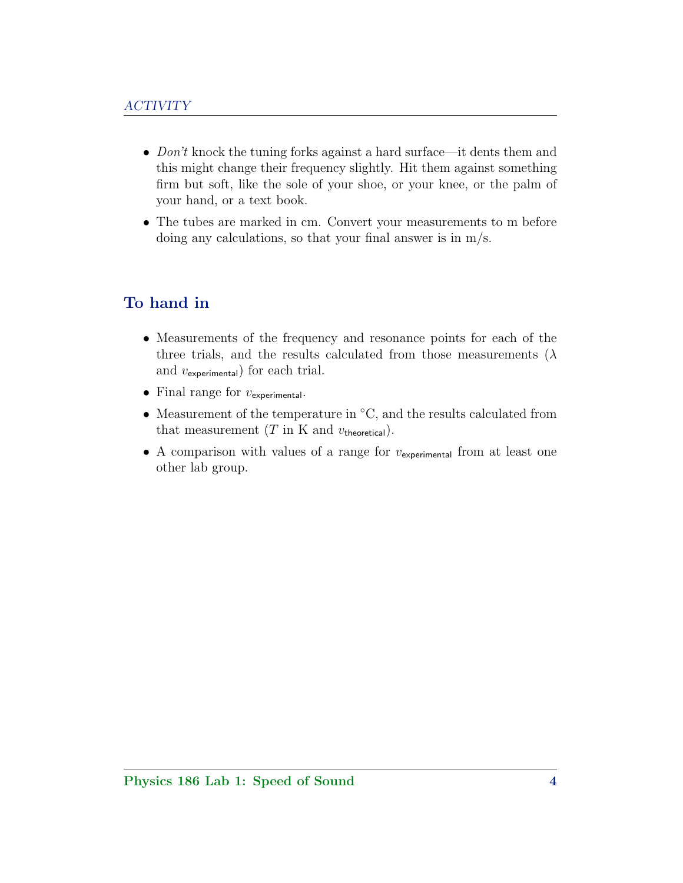- *Don't* knock the tuning forks against a hard surface—it dents them and this might change their frequency slightly. Hit them against something firm but soft, like the sole of your shoe, or your knee, or the palm of your hand, or a text book.
- The tubes are marked in cm. Convert your measurements to m before doing any calculations, so that your final answer is in m/s.

## To hand in

- Measurements of the frequency and resonance points for each of the three trials, and the results calculated from those measurements ($\lambda$ and $v_{\text{experimental}}$) for each trial.
- Final range for $v_{\text{experimental}}$.
- Measurement of the temperature in °C, and the results calculated from that measurement ($T$ in K and $v_{\text{theoretical}}$).
- A comparison with values of a range for $v_{\text{experimental}}$ from at least one other lab group.